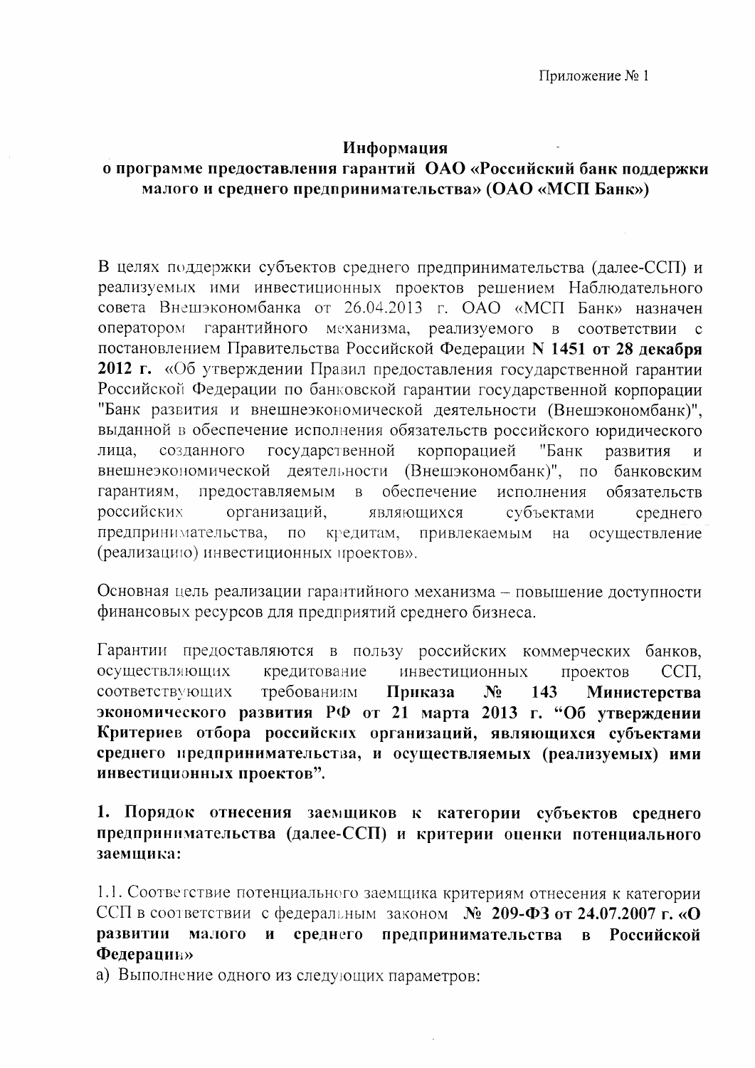Приложение № 1

**Информация**
**о программе предоставления гарантий ОАО «Российский банк поддержки малого и среднего предпринимательства» (ОАО «МСП Банк»)**

В целях поддержки субъектов среднего предпринимательства (далее-ССП) и реализуемых ими инвестиционных проектов решением Наблюдательного совета Внешэкономбанка от 26.04.2013 г. ОАО «МСП Банк» назначен оператором гарантийного механизма, реализуемого в соответствии с постановлением Правительства Российской Федерации **N 1451 от 28 декабря 2012 г.** «Об утверждении Правил предоставления государственной гарантии Российской Федерации по банковской гарантии государственной корпорации "Банк развития и внешнеэкономической деятельности (Внешэкономбанк)", выданной в обеспечение исполнения обязательств российского юридического лица, созданного государственной корпорацией "Банк развития и внешнеэкономической деятельности (Внешэкономбанк)", по банковским гарантиям, предоставляемым в обеспечение исполнения обязательств российских организаций, являющихся субъектами среднего предпринимательства, по кредитам, привлекаемым на осуществление (реализацию) инвестиционных проектов».

Основная цель реализации гарантийного механизма – повышение доступности финансовых ресурсов для предприятий среднего бизнеса.

Гарантии предоставляются в пользу российских коммерческих банков, осуществляющих кредитование инвестиционных проектов ССП, соответствующих требованиям **Приказа № 143 Министерства экономического развития РФ от 21 марта 2013 г. "Об утверждении Критериев отбора российских организаций, являющихся субъектами среднего предпринимательства, и осуществляемых (реализуемых) ими инвестиционных проектов".**

**1. Порядок отнесения заемщиков к категории субъектов среднего предпринимательства (далее-ССП) и критерии оценки потенциального заемщика:**

1.1. Соответствие потенциального заемщика критериям отнесения к категории ССП в соответствии с федеральным законом **№ 209-ФЗ от 24.07.2007 г. «О развитии малого и среднего предпринимательства в Российской Федерации»**

а) Выполнение одного из следующих параметров: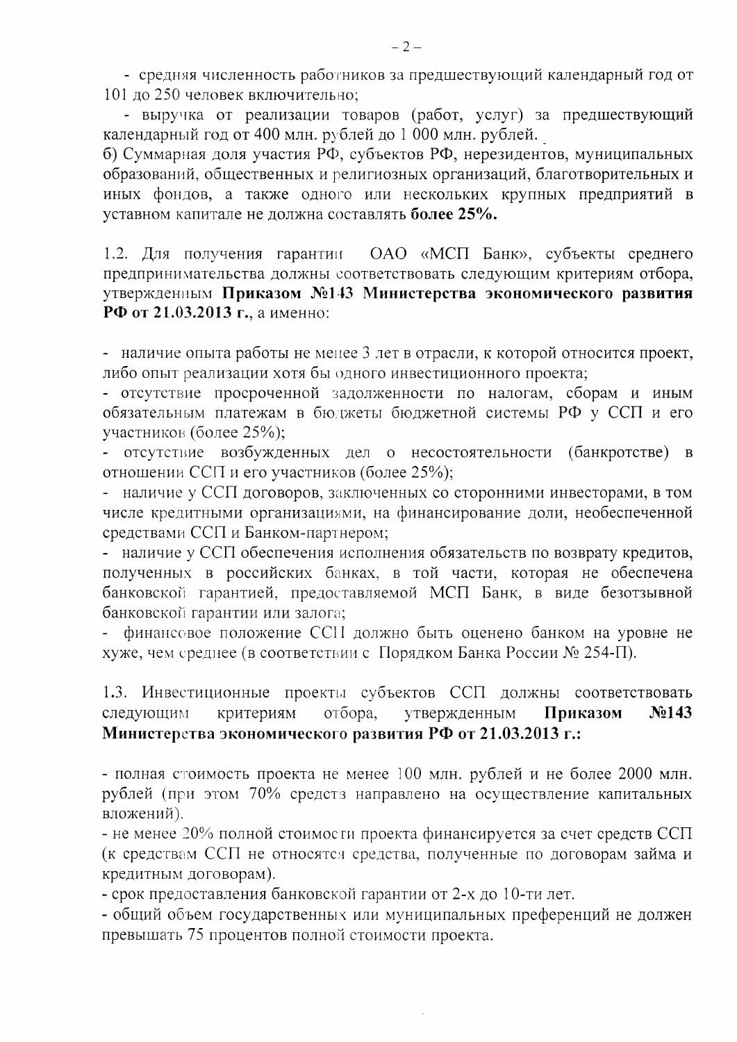- средняя численность работников за предшествующий календарный год от 101 до 250 человек включительно;

- выручка от реализации товаров (работ, услуг) за предшествующий календарный год от 400 млн. рублей до 1 000 млн. рублей.

б) Суммарная доля участия РФ, субъектов РФ, нерезидентов, муниципальных образований, общественных и религиозных организаций, благотворительных и иных фондов, а также одного или нескольких крупных предприятий в уставном капитале не должна составлять **более 25%.**

1.2. Для получения гарантии ОАО «МСП Банк», субъекты среднего предпринимательства должны соответствовать следующим критериям отбора, утвержденным **Приказом №143 Министерства экономического развития РФ от 21.03.2013 г.**, а именно:

- наличие опыта работы не менее 3 лет в отрасли, к которой относится проект, либо опыт реализации хотя бы одного инвестиционного проекта;
- отсутствие просроченной задолженности по налогам, сборам и иным обязательным платежам в бюджеты бюджетной системы РФ у ССП и его участников (более 25%);
- отсутствие возбужденных дел о несостоятельности (банкротстве) в отношении ССП и его участников (более 25%);
- наличие у ССП договоров, заключенных со сторонними инвесторами, в том числе кредитными организациями, на финансирование доли, необеспеченной средствами ССП и Банком-партнером;
- наличие у ССП обеспечения исполнения обязательств по возврату кредитов, полученных в российских банках, в той части, которая не обеспечена банковской гарантией, предоставляемой МСП Банк, в виде безотзывной банковской гарантии или залога;
- финансовое положение ССП должно быть оценено банком на уровне не хуже, чем среднее (в соответствии с Порядком Банка России № 254-П).

1.3. Инвестиционные проекты субъектов ССП должны соответствовать следующим критериям отбора, утвержденным **Приказом №143 Министерства экономического развития РФ от 21.03.2013 г.:**

- полная стоимость проекта не менее 100 млн. рублей и не более 2000 млн. рублей (при этом 70% средств направлено на осуществление капитальных вложений).
- не менее 20% полной стоимости проекта финансируется за счет средств ССП (к средствам ССП не относятся средства, полученные по договорам займа и кредитным договорам).
- срок предоставления банковской гарантии от 2-х до 10-ти лет.
- общий объем государственных или муниципальных преференций не должен превышать 75 процентов полной стоимости проекта.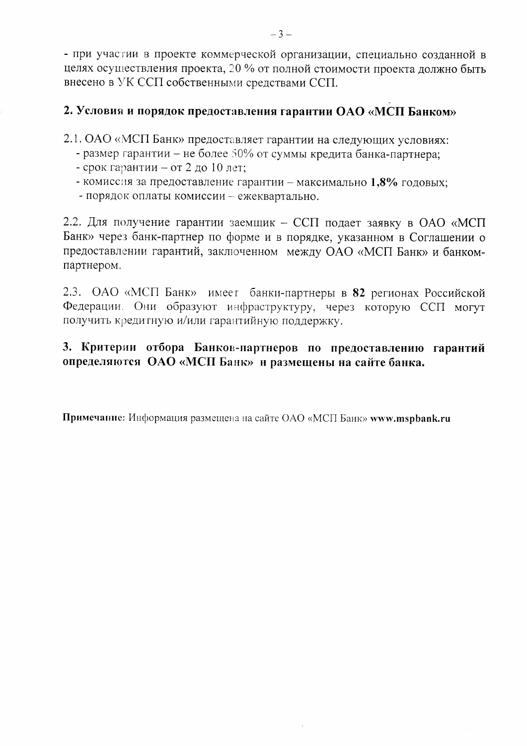- при участии в проекте коммерческой организации, специально созданной в целях осуществления проекта, 20 % от полной стоимости проекта должно быть внесено в УК ССП собственными средствами ССП.

## 2. Условия и порядок предоставления гарантии ОАО «МСП Банком»

2.1. ОАО «МСП Банк» предоставляет гарантии на следующих условиях:

- размер гарантии – не более 50% от суммы кредита банка-партнера;
- срок гарантии – от 2 до 10 лет;
- комиссия за предоставление гарантии – максимально **1,8%** годовых;
- порядок оплаты комиссии – ежеквартально.

2.2. Для получение гарантии заемщик – ССП подает заявку в ОАО «МСП Банк» через банк-партнер по форме и в порядке, указанном в Соглашении о предоставлении гарантий, заключенном между ОАО «МСП Банк» и банком-партнером.

2.3. ОАО «МСП Банк» имеет банки-партнеры в **82** регионах Российской Федерации. Они образуют инфраструктуру, через которую ССП могут получить кредитную и/или гарантийную поддержку.

## 3. Критерии отбора Банков-партнеров по предоставлению гарантий определяются ОАО «МСП Банк» и размещены на сайте банка.

**Примечание**: Информация размещена на сайте ОАО «МСП Банк» **www.mspbank.ru**